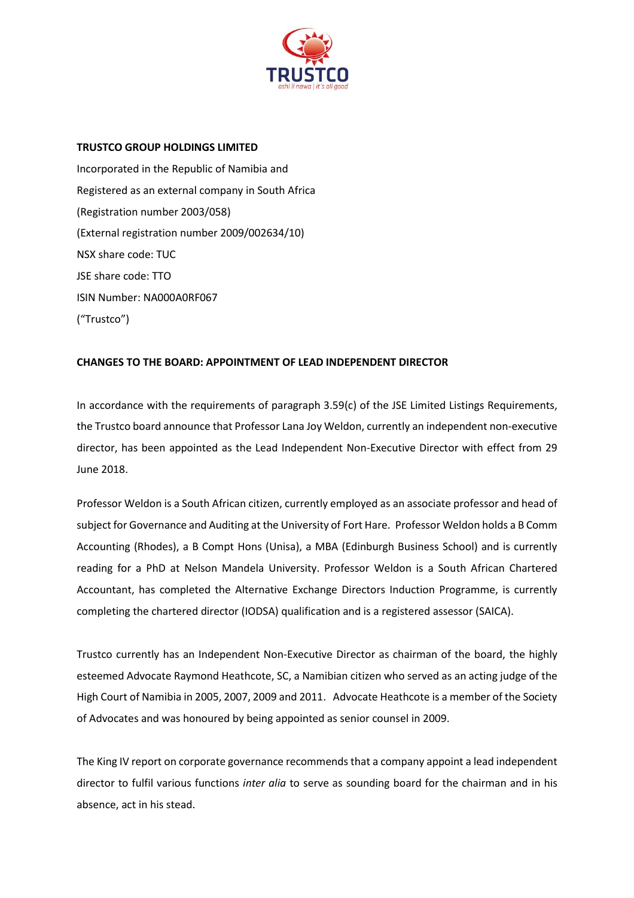**TRUSTCO GROUP HOLDINGS LIMITED**

Incorporated in the Republic of Namibia and

Registered as an external company in South Africa

(Registration number 2003/058)

(External registration number 2009/002634/10)

NSX share code: TUC

JSE share code: TTO

ISIN Number: NA000A0RF067

("Trustco")

**CHANGES TO THE BOARD: APPOINTMENT OF LEAD INDEPENDENT DIRECTOR**

In accordance with the requirements of paragraph 3.59(c) of the JSE Limited Listings Requirements, the Trustco board announce that Professor Lana Joy Weldon, currently an independent non-executive director, has been appointed as the Lead Independent Non-Executive Director with effect from 29 June 2018.

Professor Weldon is a South African citizen, currently employed as an associate professor and head of subject for Governance and Auditing at the University of Fort Hare. Professor Weldon holds a B Comm Accounting (Rhodes), a B Compt Hons (Unisa), a MBA (Edinburgh Business School) and is currently reading for a PhD at Nelson Mandela University. Professor Weldon is a South African Chartered Accountant, has completed the Alternative Exchange Directors Induction Programme, is currently completing the chartered director (IODSA) qualification and is a registered assessor (SAICA).

Trustco currently has an Independent Non-Executive Director as chairman of the board, the highly esteemed Advocate Raymond Heathcote, SC, a Namibian citizen who served as an acting judge of the High Court of Namibia in 2005, 2007, 2009 and 2011. Advocate Heathcote is a member of the Society of Advocates and was honoured by being appointed as senior counsel in 2009.

The King IV report on corporate governance recommends that a company appoint a lead independent director to fulfil various functions *inter alia* to serve as sounding board for the chairman and in his absence, act in his stead.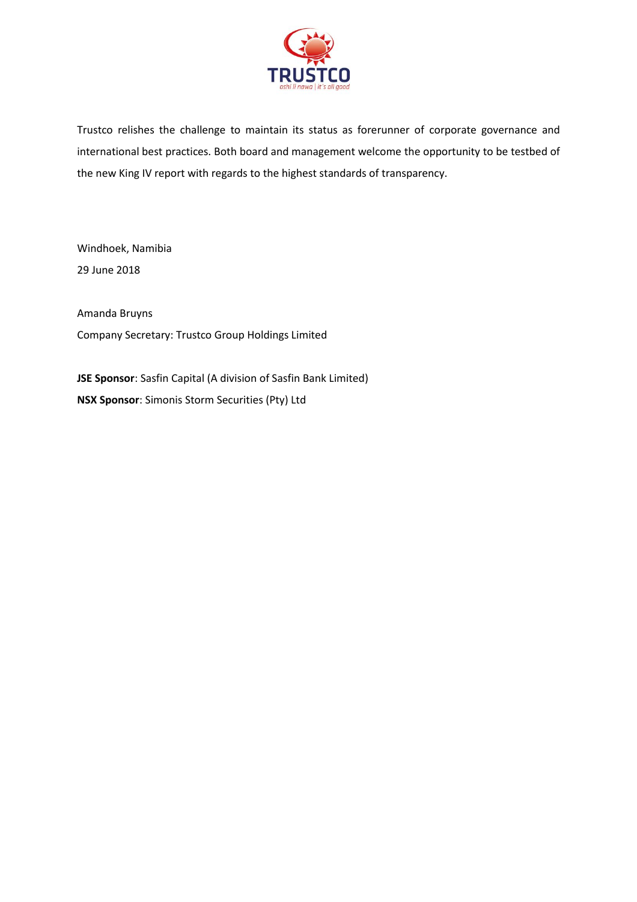Trustco relishes the challenge to maintain its status as forerunner of corporate governance and international best practices. Both board and management welcome the opportunity to be testbed of the new King IV report with regards to the highest standards of transparency.

Windhoek, Namibia
29 June 2018

Amanda Bruyns
Company Secretary: Trustco Group Holdings Limited

**JSE Sponsor**: Sasfin Capital (A division of Sasfin Bank Limited)
**NSX Sponsor**: Simonis Storm Securities (Pty) Ltd